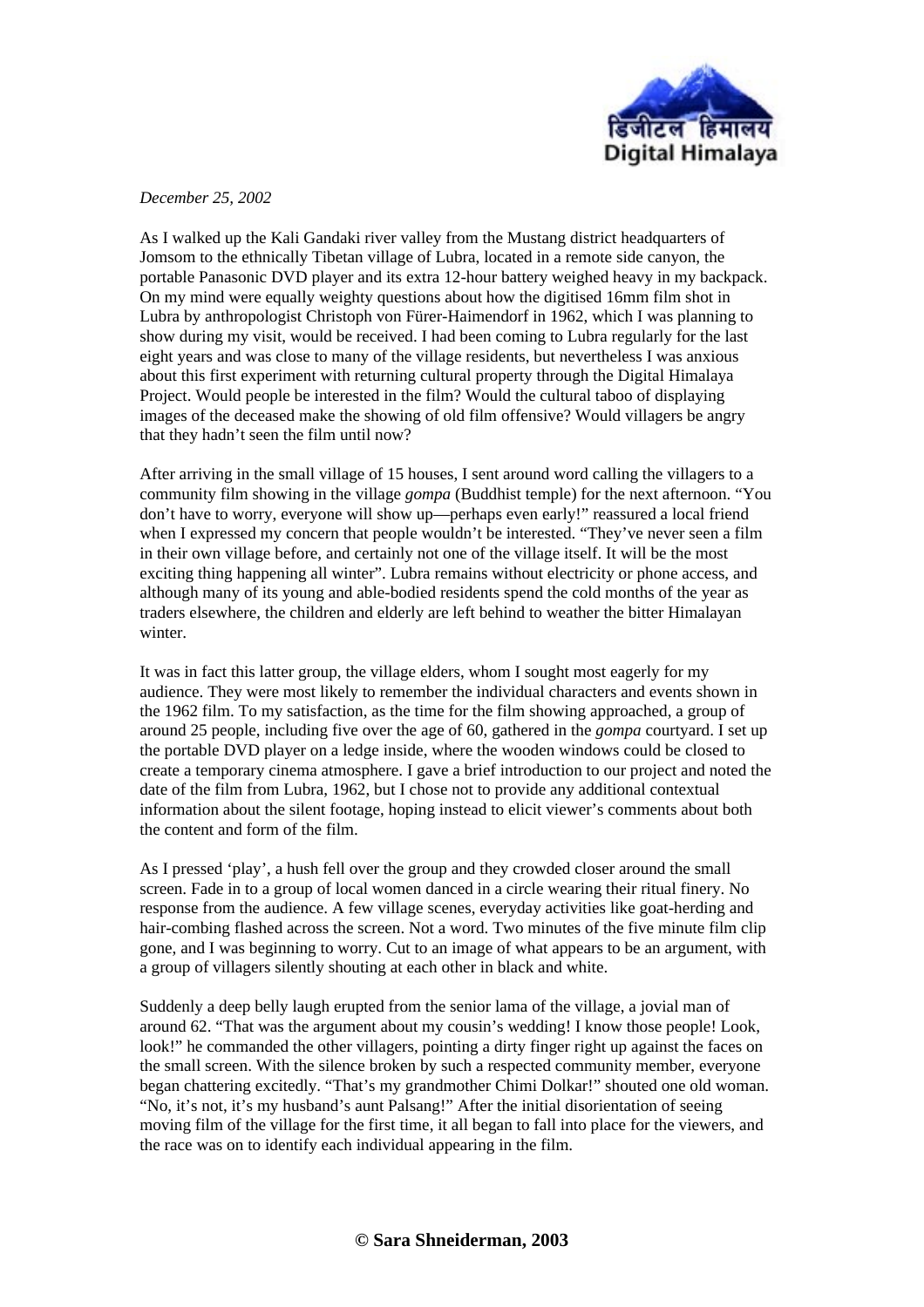*December 25, 2002*

As I walked up the Kali Gandaki river valley from the Mustang district headquarters of Jomsom to the ethnically Tibetan village of Lubra, located in a remote side canyon, the portable Panasonic DVD player and its extra 12-hour battery weighed heavy in my backpack. On my mind were equally weighty questions about how the digitised 16mm film shot in Lubra by anthropologist Christoph von Fürer-Haimendorf in 1962, which I was planning to show during my visit, would be received. I had been coming to Lubra regularly for the last eight years and was close to many of the village residents, but nevertheless I was anxious about this first experiment with returning cultural property through the Digital Himalaya Project. Would people be interested in the film? Would the cultural taboo of displaying images of the deceased make the showing of old film offensive? Would villagers be angry that they hadn't seen the film until now?

After arriving in the small village of 15 houses, I sent around word calling the villagers to a community film showing in the village *gompa* (Buddhist temple) for the next afternoon. "You don't have to worry, everyone will show up—perhaps even early!" reassured a local friend when I expressed my concern that people wouldn't be interested. "They've never seen a film in their own village before, and certainly not one of the village itself. It will be the most exciting thing happening all winter". Lubra remains without electricity or phone access, and although many of its young and able-bodied residents spend the cold months of the year as traders elsewhere, the children and elderly are left behind to weather the bitter Himalayan winter.

It was in fact this latter group, the village elders, whom I sought most eagerly for my audience. They were most likely to remember the individual characters and events shown in the 1962 film. To my satisfaction, as the time for the film showing approached, a group of around 25 people, including five over the age of 60, gathered in the *gompa* courtyard. I set up the portable DVD player on a ledge inside, where the wooden windows could be closed to create a temporary cinema atmosphere. I gave a brief introduction to our project and noted the date of the film from Lubra, 1962, but I chose not to provide any additional contextual information about the silent footage, hoping instead to elicit viewer's comments about both the content and form of the film.

As I pressed 'play', a hush fell over the group and they crowded closer around the small screen. Fade in to a group of local women danced in a circle wearing their ritual finery. No response from the audience. A few village scenes, everyday activities like goat-herding and hair-combing flashed across the screen. Not a word. Two minutes of the five minute film clip gone, and I was beginning to worry. Cut to an image of what appears to be an argument, with a group of villagers silently shouting at each other in black and white.

Suddenly a deep belly laugh erupted from the senior lama of the village, a jovial man of around 62. "That was the argument about my cousin's wedding! I know those people! Look, look!" he commanded the other villagers, pointing a dirty finger right up against the faces on the small screen. With the silence broken by such a respected community member, everyone began chattering excitedly. "That's my grandmother Chimi Dolkar!" shouted one old woman. "No, it's not, it's my husband's aunt Palsang!" After the initial disorientation of seeing moving film of the village for the first time, it all began to fall into place for the viewers, and the race was on to identify each individual appearing in the film.

**© Sara Shneiderman, 2003**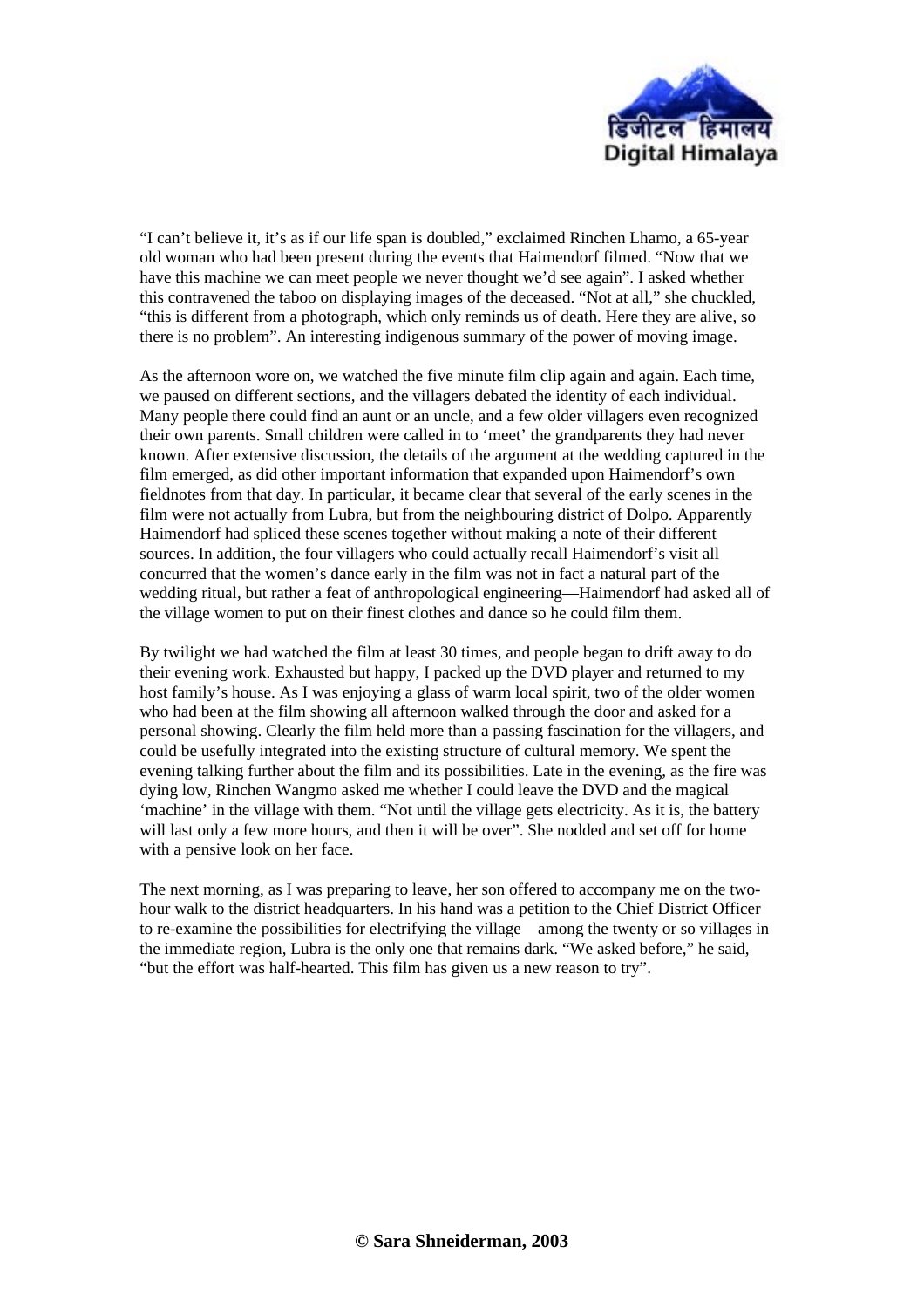"I can't believe it, it's as if our life span is doubled," exclaimed Rinchen Lhamo, a 65-year old woman who had been present during the events that Haimendorf filmed. "Now that we have this machine we can meet people we never thought we'd see again". I asked whether this contravened the taboo on displaying images of the deceased. "Not at all," she chuckled, "this is different from a photograph, which only reminds us of death. Here they are alive, so there is no problem". An interesting indigenous summary of the power of moving image.

As the afternoon wore on, we watched the five minute film clip again and again. Each time, we paused on different sections, and the villagers debated the identity of each individual. Many people there could find an aunt or an uncle, and a few older villagers even recognized their own parents. Small children were called in to 'meet' the grandparents they had never known. After extensive discussion, the details of the argument at the wedding captured in the film emerged, as did other important information that expanded upon Haimendorf's own fieldnotes from that day. In particular, it became clear that several of the early scenes in the film were not actually from Lubra, but from the neighbouring district of Dolpo. Apparently Haimendorf had spliced these scenes together without making a note of their different sources. In addition, the four villagers who could actually recall Haimendorf's visit all concurred that the women's dance early in the film was not in fact a natural part of the wedding ritual, but rather a feat of anthropological engineering—Haimendorf had asked all of the village women to put on their finest clothes and dance so he could film them.

By twilight we had watched the film at least 30 times, and people began to drift away to do their evening work. Exhausted but happy, I packed up the DVD player and returned to my host family's house. As I was enjoying a glass of warm local spirit, two of the older women who had been at the film showing all afternoon walked through the door and asked for a personal showing. Clearly the film held more than a passing fascination for the villagers, and could be usefully integrated into the existing structure of cultural memory. We spent the evening talking further about the film and its possibilities. Late in the evening, as the fire was dying low, Rinchen Wangmo asked me whether I could leave the DVD and the magical 'machine' in the village with them. "Not until the village gets electricity. As it is, the battery will last only a few more hours, and then it will be over". She nodded and set off for home with a pensive look on her face.

The next morning, as I was preparing to leave, her son offered to accompany me on the two-hour walk to the district headquarters. In his hand was a petition to the Chief District Officer to re-examine the possibilities for electrifying the village—among the twenty or so villages in the immediate region, Lubra is the only one that remains dark. "We asked before," he said, "but the effort was half-hearted. This film has given us a new reason to try".

**© Sara Shneiderman, 2003**